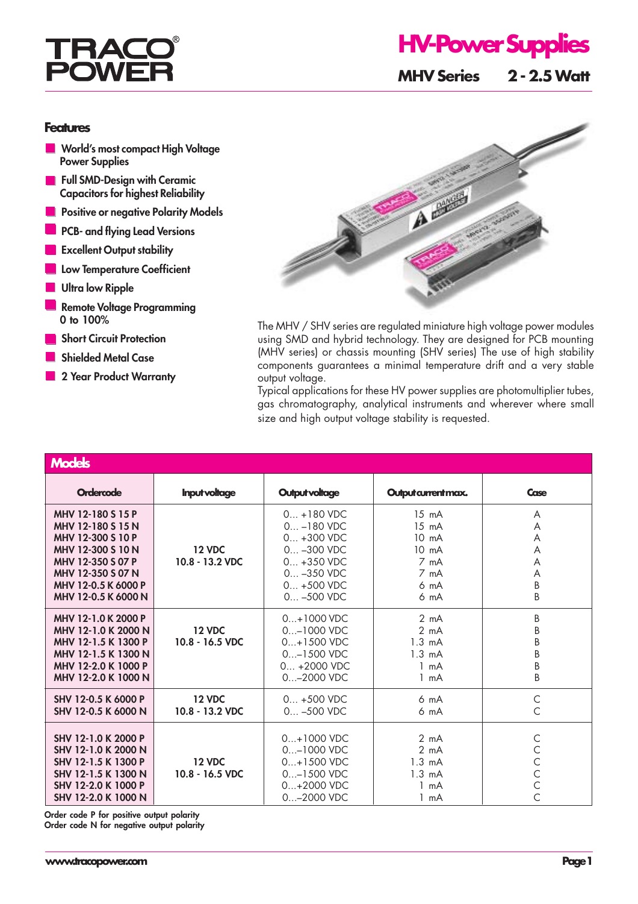# TRACO POWER

# HV-Power Supplies

## MHV Series 2 - 2.5 Watt

### Features

- World's most compact High Voltage Power Supplies
- Full SMD-Design with Ceramic Capacitors for highest Reliability
- Positive or negative Polarity Models
- PCB- and flying Lead Versions
- Excellent Output stability
- Low Temperature Coefficient
- Ultra low Ripple
- Remote Voltage Programming 0 to 100%
- Short Circuit Protection
- Shielded Metal Case
- 2 Year Product Warranty

The MHV / SHV series are regulated miniature high voltage power modules using SMD and hybrid technology. They are designed for PCB mounting (MHV series) or chassis mounting (SHV series) The use of high stability components guarantees a minimal temperature drift and a very stable output voltage.
Typical applications for these HV power supplies are photomultiplier tubes, gas chromatography, analytical instruments and wherever where small size and high output voltage stability is requested.

### Models

| Ordercode | Input voltage | Output voltage | Output current max. | Case |
|---|---|---|---|---|
| MHV 12-180 S 15 P | 12 VDC<br>10.8 - 13.2 VDC | 0... +180 VDC | 15 mA | A |
| MHV 12-180 S 15 N | | 0... –180 VDC | 15 mA | A |
| MHV 12-300 S 10 P | | 0... +300 VDC | 10 mA | A |
| MHV 12-300 S 10 N | | 0... –300 VDC | 10 mA | A |
| MHV 12-350 S 07 P | | 0... +350 VDC | 7 mA | A |
| MHV 12-350 S 07 N | | 0... –350 VDC | 7 mA | A |
| MHV 12-0.5 K 6000 P | | 0... +500 VDC | 6 mA | B |
| MHV 12-0.5 K 6000 N | | 0... –500 VDC | 6 mA | B |
| MHV 12-1.0 K 2000 P | 12 VDC<br>10.8 - 16.5 VDC | 0...+1000 VDC | 2 mA | B |
| MHV 12-1.0 K 2000 N | | 0...–1000 VDC | 2 mA | B |
| MHV 12-1.5 K 1300 P | | 0...+1500 VDC | 1.3 mA | B |
| MHV 12-1.5 K 1300 N | | 0...–1500 VDC | 1.3 mA | B |
| MHV 12-2.0 K 1000 P | | 0... +2000 VDC | 1 mA | B |
| MHV 12-2.0 K 1000 N | | 0...–2000 VDC | 1 mA | B |
| SHV 12-0.5 K 6000 P | 12 VDC<br>10.8 - 13.2 VDC | 0... +500 VDC | 6 mA | C |
| SHV 12-0.5 K 6000 N | | 0... –500 VDC | 6 mA | C |
| SHV 12-1.0 K 2000 P | 12 VDC<br>10.8 - 16.5 VDC | 0...+1000 VDC | 2 mA | C |
| SHV 12-1.0 K 2000 N | | 0...–1000 VDC | 2 mA | C |
| SHV 12-1.5 K 1300 P | | 0...+1500 VDC | 1.3 mA | C |
| SHV 12-1.5 K 1300 N | | 0...–1500 VDC | 1.3 mA | C |
| SHV 12-2.0 K 1000 P | | 0...+2000 VDC | 1 mA | C |
| SHV 12-2.0 K 1000 N | | 0...–2000 VDC | 1 mA | C |

Order code P for positive output polarity
Order code N for negative output polarity

www.tracopower.com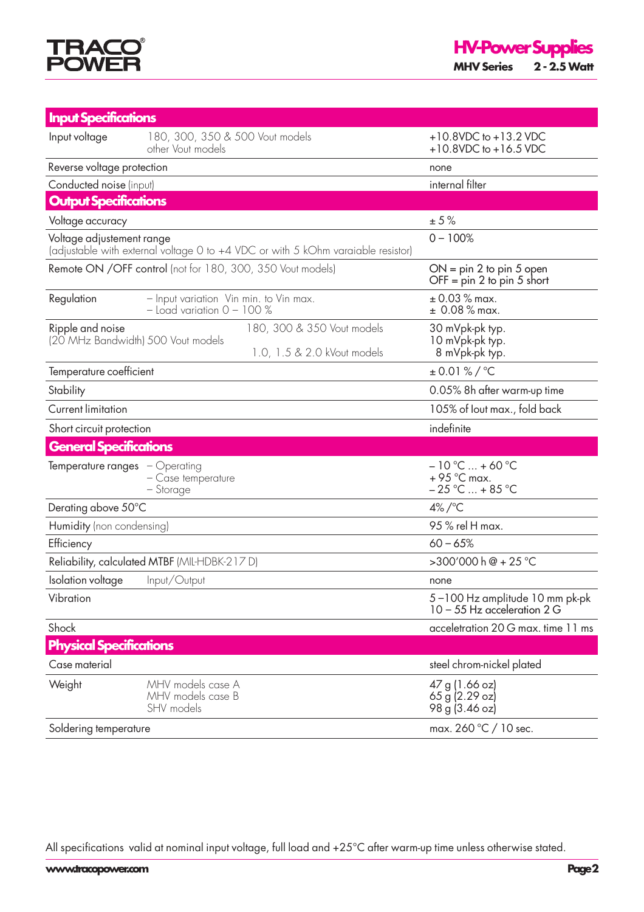## Input Specifications

| | | |
|---|---|---|
| Input voltage | 180, 300, 350 & 500 Vout models<br>other Vout models | +10.8VDC to +13.2 VDC<br>+10.8VDC to +16.5 VDC |
| Reverse voltage protection | | none |
| Conducted noise (input) | | internal filter |

## Output Specifications

| | | |
|---|---|---|
| Voltage accuracy | | ± 5 % |
| Voltage adjustement range<br>(adjustable with external voltage 0 to +4 VDC or with 5 kOhm varaiable resistor) | | 0 – 100% |
| Remote ON /OFF control (not for 180, 300, 350 Vout models) | | ON = pin 2 to pin 5 open<br>OFF = pin 2 to pin 5 short |
| Regulation | – Input variation Vin min. to Vin max.<br>– Load variation 0 – 100 % | ± 0.03 % max.<br>± 0.08 % max. |
| Ripple and noise<br>(20 MHz Bandwidth) | 180, 300 & 350 Vout models<br>500 Vout models<br>1.0, 1.5 & 2.0 kVout models | 30 mVpk-pk typ.<br>10 mVpk-pk typ.<br>8 mVpk-pk typ. |
| Temperature coefficient | | ± 0.01 % / °C |
| Stability | | 0.05% 8h after warm-up time |
| Current limitation | | 105% of Iout max., fold back |
| Short circuit protection | | indefinite |

## General Specifications

| | | |
|---|---|---|
| Temperature ranges | – Operating<br>– Case temperature<br>– Storage | – 10 °C ... + 60 °C<br>+ 95 °C max.<br>– 25 °C ... + 85 °C |
| Derating above 50°C | | 4% /°C |
| Humidity (non condensing) | | 95 % rel H max. |
| Efficiency | | 60 – 65% |
| Reliability, calculated MTBF (MIL-HDBK-217 D) | | >300'000 h @ + 25 °C |
| Isolation voltage | Input/Output | none |
| Vibration | | 5 –100 Hz amplitude 10 mm pk-pk<br>10 – 55 Hz acceleration 2 G |
| Shock | | acceletration 20 G max. time 11 ms |

## Physical Specifications

| | | |
|---|---|---|
| Case material | | steel chrom-nickel plated |
| Weight | MHV models case A<br>MHV models case B<br>SHV models | 47 g (1.66 oz)<br>65 g (2.29 oz)<br>98 g (3.46 oz) |
| Soldering temperature | | max. 260 °C / 10 sec. |

All specifications valid at nominal input voltage, full load and +25°C after warm-up time unless otherwise stated.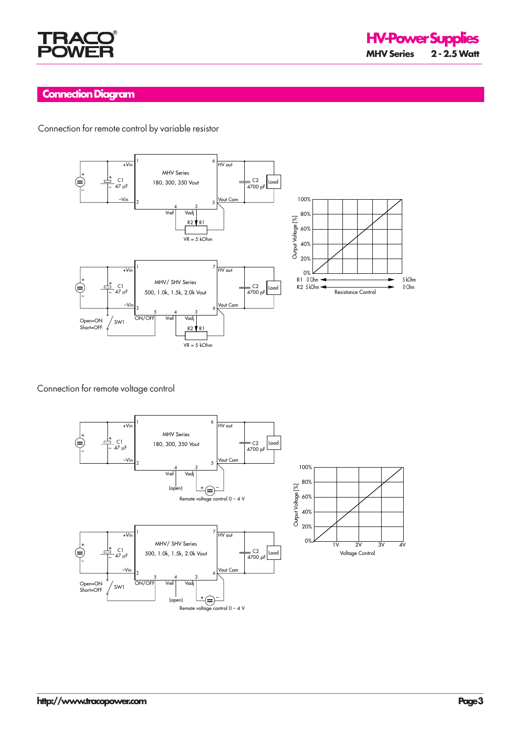## Connection Diagram

Connection for remote control by variable resistor

Connection for remote voltage control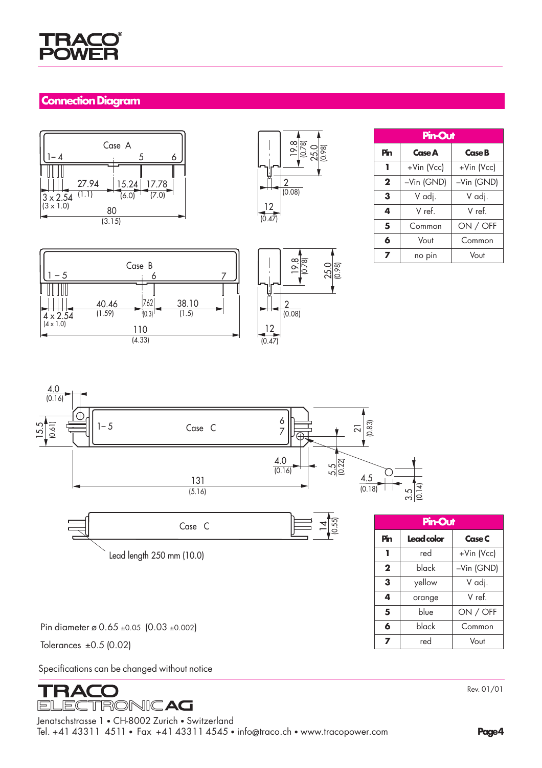## Connection Diagram

Case A

1– 4   5   6

27.94 (1.1)   15.24 (6.0)   17.78 (7.0)

3 x 2.54 (3 x 1.0)

80 (3.15)

19.8 (0.78)   25.0 (0.98)

2 (0.08)

12 (0.47)

Case B

1 – 5   6   7

40.46 (1.59)   7.62 (0.3)   38.10 (1.5)

4 x 2.54 (4 x 1.0)

110 (4.33)

19.8 (0.78)   25.0 (0.98)

2 (0.08)

12 (0.47)

| Pin-Out | | |
|---|---|---|
| **Pin** | **Case A** | **Case B** |
| **1** | +Vin (Vcc) | +Vin (Vcc) |
| **2** | –Vin (GND) | –Vin (GND) |
| **3** | V adj. | V adj. |
| **4** | V ref. | V ref. |
| **5** | Common | ON / OFF |
| **6** | Vout | Common |
| **7** | no pin | Vout |

4.0 (0.16)

15.5 (0.61)

1– 5   Case C   6 7

21 (0.83)

4.0 (0.16)

5.5 (0.22)

131 (5.16)

4.5 (0.18)

3.5 (0.14)

Case C

14 (0.55)

Lead length 250 mm (10.0)

| Pin-Out | | |
|---|---|---|
| **Pin** | **Lead color** | **Case C** |
| **1** | red | +Vin (Vcc) |
| **2** | black | –Vin (GND) |
| **3** | yellow | V adj. |
| **4** | orange | V ref. |
| **5** | blue | ON / OFF |
| **6** | black | Common |
| **7** | red | Vout |

Pin diameter ⌀ 0.65 ±0.05 (0.03 ±0.002)

Tolerances ±0.5 (0.02)

Specifications can be changed without notice

TRACO ELECTRONIC AG

Jenatschstrasse 1 • CH-8002 Zurich • Switzerland

Tel. +41 43311 4511 • Fax +41 43311 4545 • info@traco.ch • www.tracopower.com

Rev. 01/01